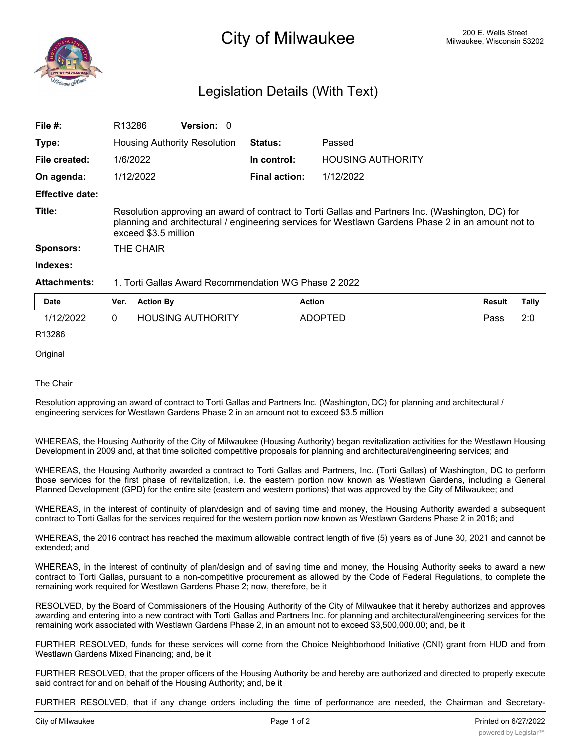# City of Milwaukee

200 E. Wells Street
Milwaukee, Wisconsin 53202

## Legislation Details (With Text)

| | | | |
|---|---|---|---|
| **File #:** | R13286 **Version:** 0 | | |
| **Type:** | Housing Authority Resolution | **Status:** | Passed |
| **File created:** | 1/6/2022 | **In control:** | HOUSING AUTHORITY |
| **On agenda:** | 1/12/2022 | **Final action:** | 1/12/2022 |
| **Effective date:** | | | |
| **Title:** | Resolution approving an award of contract to Torti Gallas and Partners Inc. (Washington, DC) for planning and architectural / engineering services for Westlawn Gardens Phase 2 in an amount not to exceed $3.5 million | | |
| **Sponsors:** | THE CHAIR | | |
| **Indexes:** | | | |
| **Attachments:** | 1. Torti Gallas Award Recommendation WG Phase 2 2022 | | |

| Date | Ver. | Action By | Action | Result | Tally |
|---|---|---|---|---|---|
| 1/12/2022 | 0 | HOUSING AUTHORITY | ADOPTED | Pass | 2:0 |

R13286

Original

The Chair

Resolution approving an award of contract to Torti Gallas and Partners Inc. (Washington, DC) for planning and architectural / engineering services for Westlawn Gardens Phase 2 in an amount not to exceed $3.5 million

WHEREAS, the Housing Authority of the City of Milwaukee (Housing Authority) began revitalization activities for the Westlawn Housing Development in 2009 and, at that time solicited competitive proposals for planning and architectural/engineering services; and

WHEREAS, the Housing Authority awarded a contract to Torti Gallas and Partners, Inc. (Torti Gallas) of Washington, DC to perform those services for the first phase of revitalization, i.e. the eastern portion now known as Westlawn Gardens, including a General Planned Development (GPD) for the entire site (eastern and western portions) that was approved by the City of Milwaukee; and

WHEREAS, in the interest of continuity of plan/design and of saving time and money, the Housing Authority awarded a subsequent contract to Torti Gallas for the services required for the western portion now known as Westlawn Gardens Phase 2 in 2016; and

WHEREAS, the 2016 contract has reached the maximum allowable contract length of five (5) years as of June 30, 2021 and cannot be extended; and

WHEREAS, in the interest of continuity of plan/design and of saving time and money, the Housing Authority seeks to award a new contract to Torti Gallas, pursuant to a non-competitive procurement as allowed by the Code of Federal Regulations, to complete the remaining work required for Westlawn Gardens Phase 2; now, therefore, be it

RESOLVED, by the Board of Commissioners of the Housing Authority of the City of Milwaukee that it hereby authorizes and approves awarding and entering into a new contract with Torti Gallas and Partners Inc. for planning and architectural/engineering services for the remaining work associated with Westlawn Gardens Phase 2, in an amount not to exceed $3,500,000.00; and, be it

FURTHER RESOLVED, funds for these services will come from the Choice Neighborhood Initiative (CNI) grant from HUD and from Westlawn Gardens Mixed Financing; and, be it

FURTHER RESOLVED, that the proper officers of the Housing Authority be and hereby are authorized and directed to properly execute said contract for and on behalf of the Housing Authority; and, be it

FURTHER RESOLVED, that if any change orders including the time of performance are needed, the Chairman and Secretary-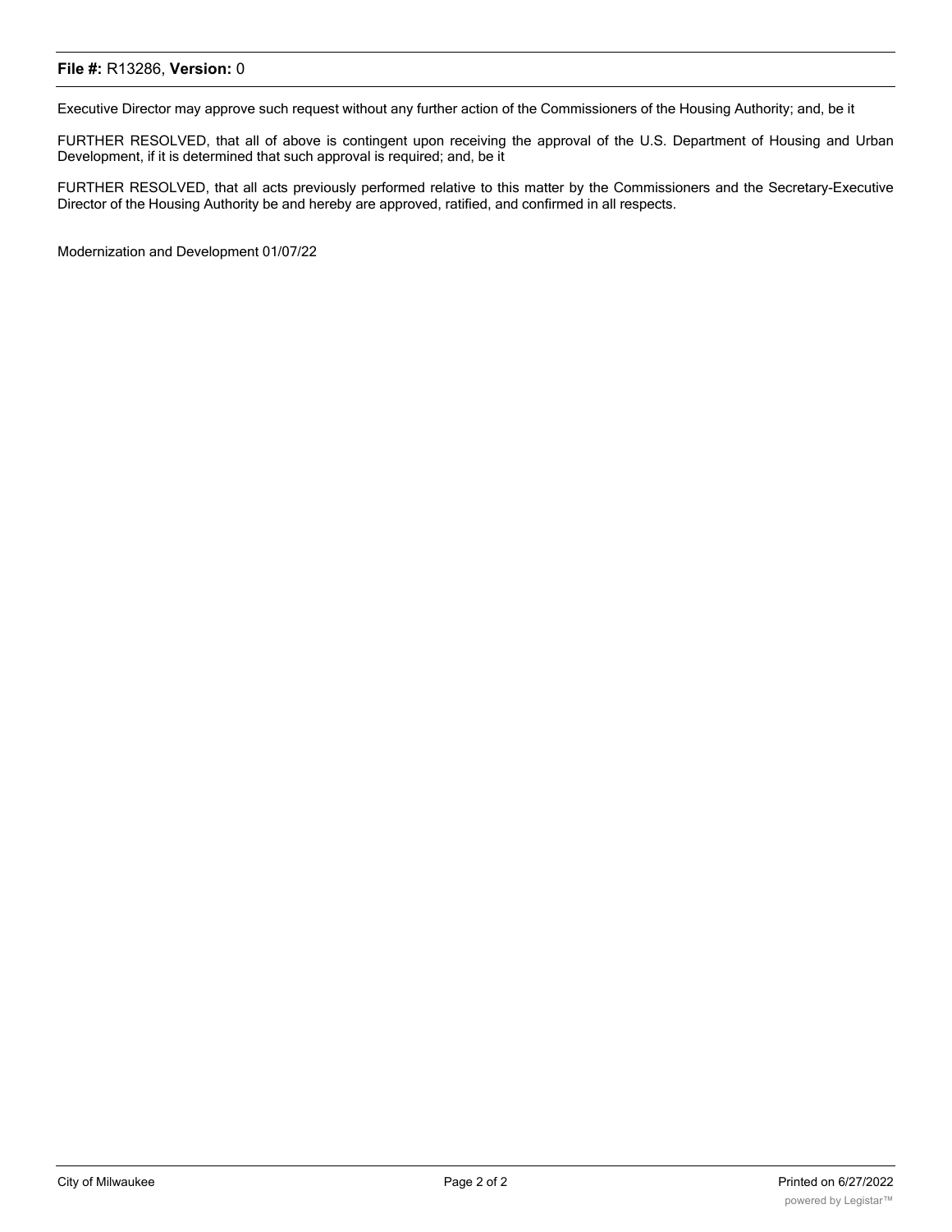Executive Director may approve such request without any further action of the Commissioners of the Housing Authority; and, be it

FURTHER RESOLVED, that all of above is contingent upon receiving the approval of the U.S. Department of Housing and Urban Development, if it is determined that such approval is required; and, be it

FURTHER RESOLVED, that all acts previously performed relative to this matter by the Commissioners and the Secretary-Executive Director of the Housing Authority be and hereby are approved, ratified, and confirmed in all respects.

Modernization and Development 01/07/22